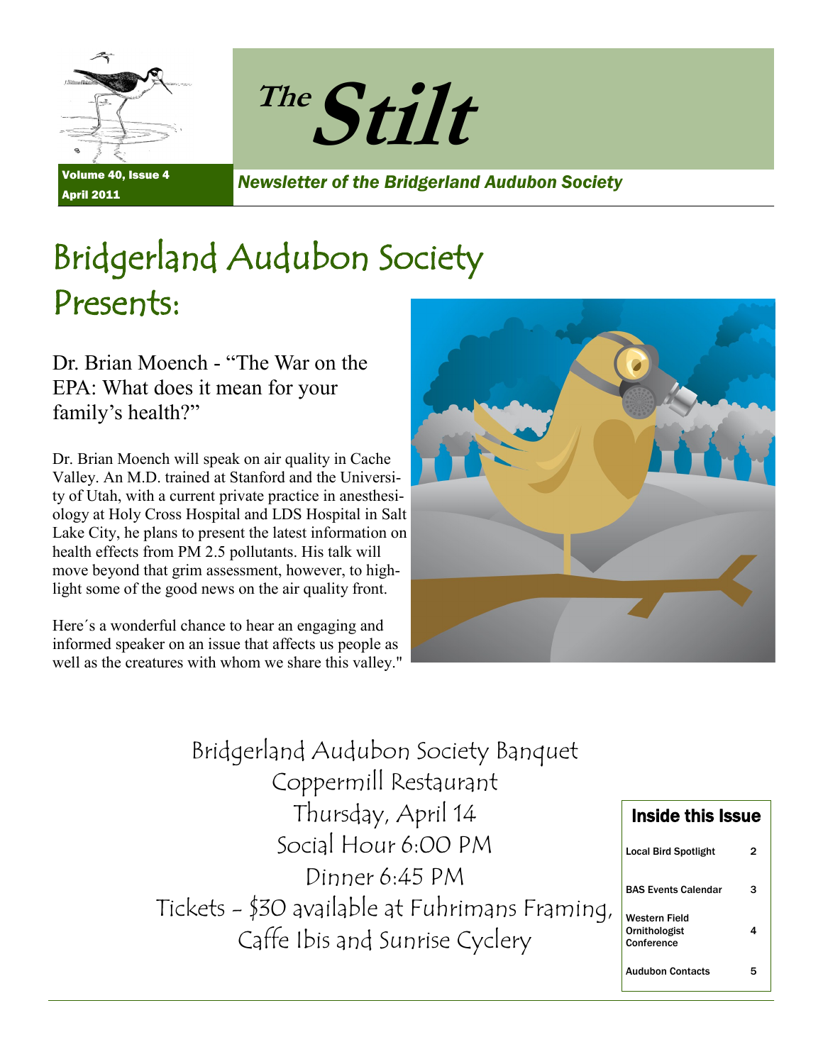# The Stilt

Volume 40, Issue 4
April 2011

*Newsletter of the Bridgerland Audubon Society*

# Bridgerland Audubon Society Presents:

## Dr. Brian Moench - "The War on the EPA: What does it mean for your family's health?"

Dr. Brian Moench will speak on air quality in Cache Valley. An M.D. trained at Stanford and the University of Utah, with a current private practice in anesthesiology at Holy Cross Hospital and LDS Hospital in Salt Lake City, he plans to present the latest information on health effects from PM 2.5 pollutants. His talk will move beyond that grim assessment, however, to highlight some of the good news on the air quality front.

Here´s a wonderful chance to hear an engaging and informed speaker on an issue that affects us people as well as the creatures with whom we share this valley."

Bridgerland Audubon Society Banquet
Coppermill Restaurant
Thursday, April 14
Social Hour 6:00 PM
Dinner 6:45 PM
Tickets - $30 available at Fuhrimans Framing, Caffe Ibis and Sunrise Cyclery

**Inside this Issue**

| | |
|---|---|
| Local Bird Spotlight | 2 |
| BAS Events Calendar | 3 |
| Western Field Ornithologist Conference | 4 |
| Audubon Contacts | 5 |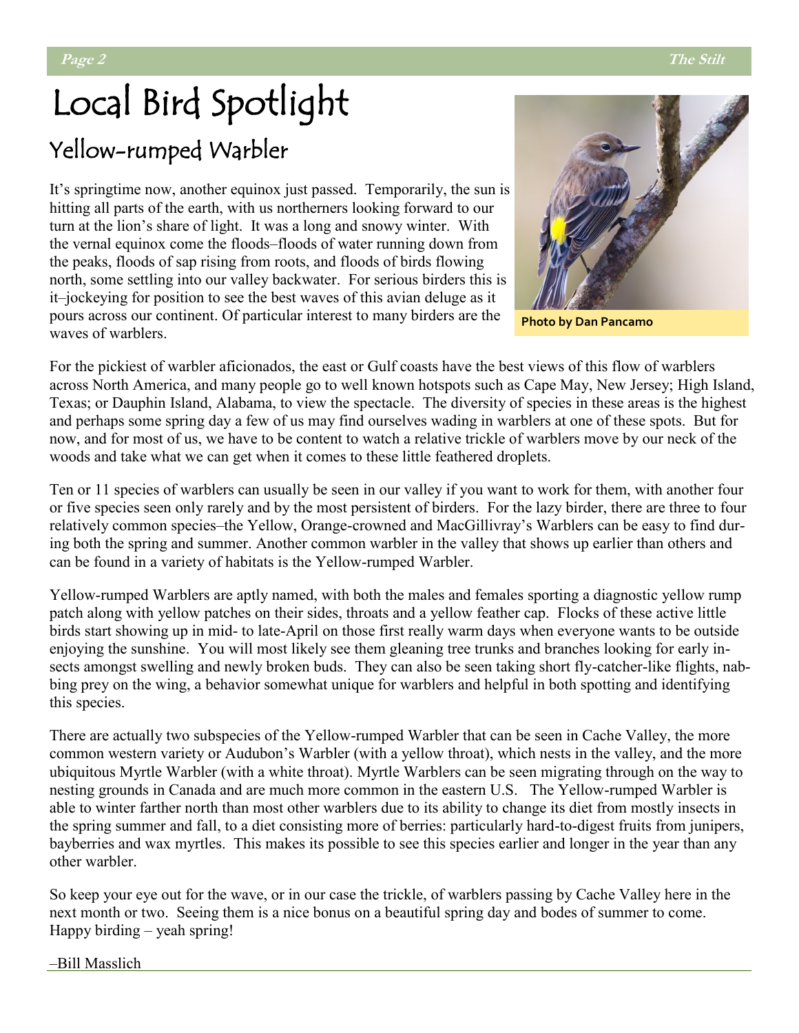# Local Bird Spotlight

## Yellow-rumped Warbler

Photo by Dan Pancamo

It's springtime now, another equinox just passed. Temporarily, the sun is hitting all parts of the earth, with us northerners looking forward to our turn at the lion's share of light. It was a long and snowy winter. With the vernal equinox come the floods–floods of water running down from the peaks, floods of sap rising from roots, and floods of birds flowing north, some settling into our valley backwater. For serious birders this is it–jockeying for position to see the best waves of this avian deluge as it pours across our continent. Of particular interest to many birders are the waves of warblers.

For the pickiest of warbler aficionados, the east or Gulf coasts have the best views of this flow of warblers across North America, and many people go to well known hotspots such as Cape May, New Jersey; High Island, Texas; or Dauphin Island, Alabama, to view the spectacle. The diversity of species in these areas is the highest and perhaps some spring day a few of us may find ourselves wading in warblers at one of these spots. But for now, and for most of us, we have to be content to watch a relative trickle of warblers move by our neck of the woods and take what we can get when it comes to these little feathered droplets.

Ten or 11 species of warblers can usually be seen in our valley if you want to work for them, with another four or five species seen only rarely and by the most persistent of birders. For the lazy birder, there are three to four relatively common species–the Yellow, Orange-crowned and MacGillivray's Warblers can be easy to find during both the spring and summer. Another common warbler in the valley that shows up earlier than others and can be found in a variety of habitats is the Yellow-rumped Warbler.

Yellow-rumped Warblers are aptly named, with both the males and females sporting a diagnostic yellow rump patch along with yellow patches on their sides, throats and a yellow feather cap. Flocks of these active little birds start showing up in mid- to late-April on those first really warm days when everyone wants to be outside enjoying the sunshine. You will most likely see them gleaning tree trunks and branches looking for early insects amongst swelling and newly broken buds. They can also be seen taking short fly-catcher-like flights, nabbing prey on the wing, a behavior somewhat unique for warblers and helpful in both spotting and identifying this species.

There are actually two subspecies of the Yellow-rumped Warbler that can be seen in Cache Valley, the more common western variety or Audubon's Warbler (with a yellow throat), which nests in the valley, and the more ubiquitous Myrtle Warbler (with a white throat). Myrtle Warblers can be seen migrating through on the way to nesting grounds in Canada and are much more common in the eastern U.S. The Yellow-rumped Warbler is able to winter farther north than most other warblers due to its ability to change its diet from mostly insects in the spring summer and fall, to a diet consisting more of berries: particularly hard-to-digest fruits from junipers, bayberries and wax myrtles. This makes its possible to see this species earlier and longer in the year than any other warbler.

So keep your eye out for the wave, or in our case the trickle, of warblers passing by Cache Valley here in the next month or two. Seeing them is a nice bonus on a beautiful spring day and bodes of summer to come. Happy birding – yeah spring!

–Bill Masslich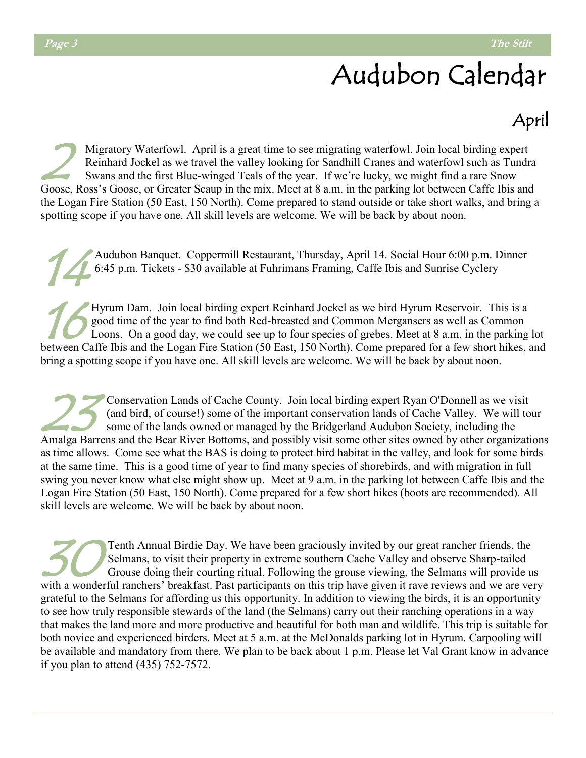# Audubon Calendar

## April

**2** Migratory Waterfowl. April is a great time to see migrating waterfowl. Join local birding expert Reinhard Jockel as we travel the valley looking for Sandhill Cranes and waterfowl such as Tundra Swans and the first Blue-winged Teals of the year. If we're lucky, we might find a rare Snow Goose, Ross's Goose, or Greater Scaup in the mix. Meet at 8 a.m. in the parking lot between Caffe Ibis and the Logan Fire Station (50 East, 150 North). Come prepared to stand outside or take short walks, and bring a spotting scope if you have one. All skill levels are welcome. We will be back by about noon.

**14** Audubon Banquet. Coppermill Restaurant, Thursday, April 14. Social Hour 6:00 p.m. Dinner 6:45 p.m. Tickets - $30 available at Fuhrimans Framing, Caffe Ibis and Sunrise Cyclery

**16** Hyrum Dam. Join local birding expert Reinhard Jockel as we bird Hyrum Reservoir. This is a good time of the year to find both Red-breasted and Common Mergansers as well as Common Loons. On a good day, we could see up to four species of grebes. Meet at 8 a.m. in the parking lot between Caffe Ibis and the Logan Fire Station (50 East, 150 North). Come prepared for a few short hikes, and bring a spotting scope if you have one. All skill levels are welcome. We will be back by about noon.

**23** Conservation Lands of Cache County. Join local birding expert Ryan O'Donnell as we visit (and bird, of course!) some of the important conservation lands of Cache Valley. We will tour some of the lands owned or managed by the Bridgerland Audubon Society, including the Amalga Barrens and the Bear River Bottoms, and possibly visit some other sites owned by other organizations as time allows. Come see what the BAS is doing to protect bird habitat in the valley, and look for some birds at the same time. This is a good time of year to find many species of shorebirds, and with migration in full swing you never know what else might show up. Meet at 9 a.m. in the parking lot between Caffe Ibis and the Logan Fire Station (50 East, 150 North). Come prepared for a few short hikes (boots are recommended). All skill levels are welcome. We will be back by about noon.

**30** Tenth Annual Birdie Day. We have been graciously invited by our great rancher friends, the Selmans, to visit their property in extreme southern Cache Valley and observe Sharp-tailed Grouse doing their courting ritual. Following the grouse viewing, the Selmans will provide us with a wonderful ranchers' breakfast. Past participants on this trip have given it rave reviews and we are very grateful to the Selmans for affording us this opportunity. In addition to viewing the birds, it is an opportunity to see how truly responsible stewards of the land (the Selmans) carry out their ranching operations in a way that makes the land more and more productive and beautiful for both man and wildlife. This trip is suitable for both novice and experienced birders. Meet at 5 a.m. at the McDonalds parking lot in Hyrum. Carpooling will be available and mandatory from there. We plan to be back about 1 p.m. Please let Val Grant know in advance if you plan to attend (435) 752-7572.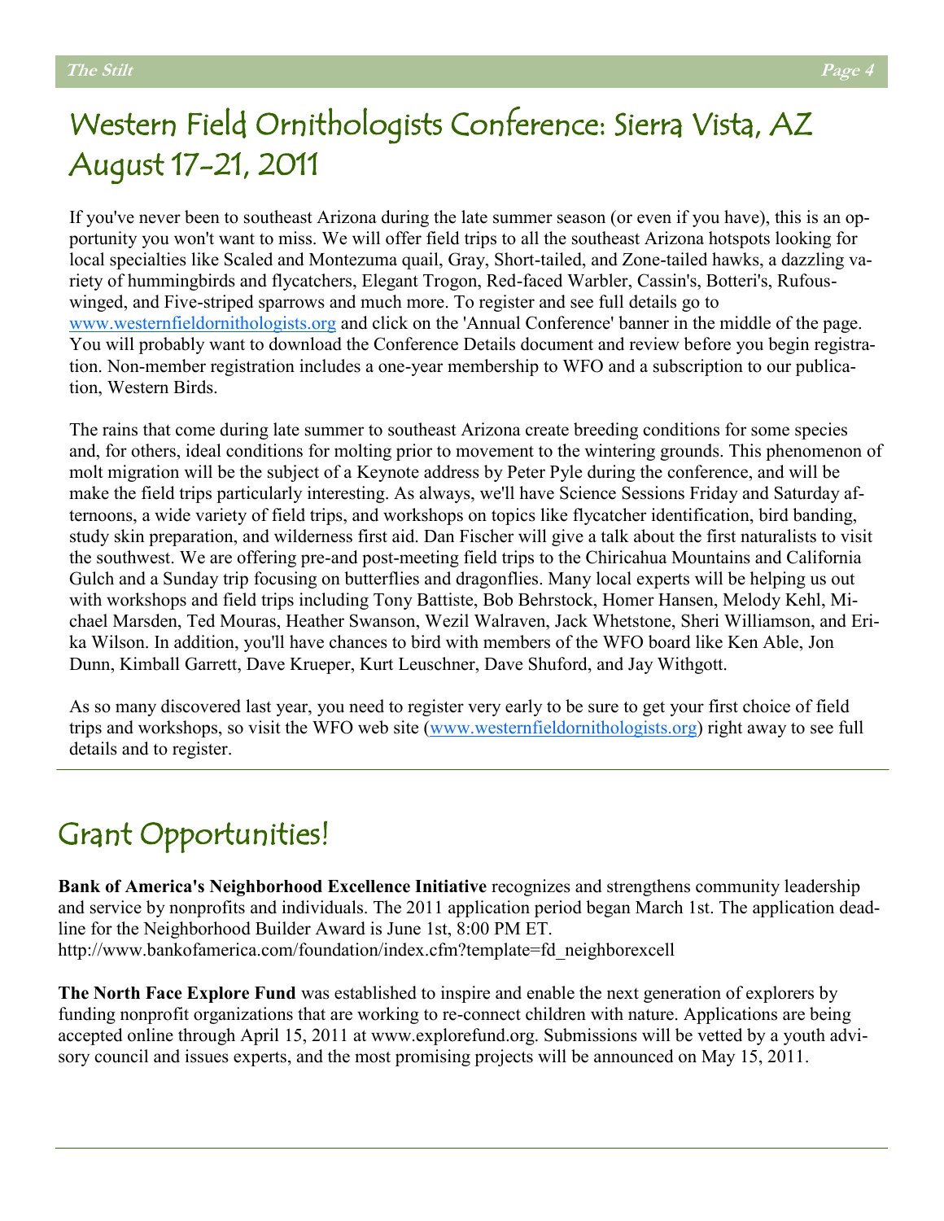# Western Field Ornithologists Conference: Sierra Vista, AZ August 17-21, 2011

If you've never been to southeast Arizona during the late summer season (or even if you have), this is an opportunity you won't want to miss. We will offer field trips to all the southeast Arizona hotspots looking for local specialties like Scaled and Montezuma quail, Gray, Short-tailed, and Zone-tailed hawks, a dazzling variety of hummingbirds and flycatchers, Elegant Trogon, Red-faced Warbler, Cassin's, Botteri's, Rufous-winged, and Five-striped sparrows and much more. To register and see full details go to www.westernfieldornithologists.org and click on the 'Annual Conference' banner in the middle of the page. You will probably want to download the Conference Details document and review before you begin registration. Non-member registration includes a one-year membership to WFO and a subscription to our publication, Western Birds.

The rains that come during late summer to southeast Arizona create breeding conditions for some species and, for others, ideal conditions for molting prior to movement to the wintering grounds. This phenomenon of molt migration will be the subject of a Keynote address by Peter Pyle during the conference, and will be make the field trips particularly interesting. As always, we'll have Science Sessions Friday and Saturday afternoons, a wide variety of field trips, and workshops on topics like flycatcher identification, bird banding, study skin preparation, and wilderness first aid. Dan Fischer will give a talk about the first naturalists to visit the southwest. We are offering pre-and post-meeting field trips to the Chiricahua Mountains and California Gulch and a Sunday trip focusing on butterflies and dragonflies. Many local experts will be helping us out with workshops and field trips including Tony Battiste, Bob Behrstock, Homer Hansen, Melody Kehl, Michael Marsden, Ted Mouras, Heather Swanson, Wezil Walraven, Jack Whetstone, Sheri Williamson, and Erika Wilson. In addition, you'll have chances to bird with members of the WFO board like Ken Able, Jon Dunn, Kimball Garrett, Dave Krueper, Kurt Leuschner, Dave Shuford, and Jay Withgott.

As so many discovered last year, you need to register very early to be sure to get your first choice of field trips and workshops, so visit the WFO web site (www.westernfieldornithologists.org) right away to see full details and to register.

# Grant Opportunities!

**Bank of America's Neighborhood Excellence Initiative** recognizes and strengthens community leadership and service by nonprofits and individuals. The 2011 application period began March 1st. The application deadline for the Neighborhood Builder Award is June 1st, 8:00 PM ET. http://www.bankofamerica.com/foundation/index.cfm?template=fd_neighborexcell

**The North Face Explore Fund** was established to inspire and enable the next generation of explorers by funding nonprofit organizations that are working to re-connect children with nature. Applications are being accepted online through April 15, 2011 at www.explorefund.org. Submissions will be vetted by a youth advisory council and issues experts, and the most promising projects will be announced on May 15, 2011.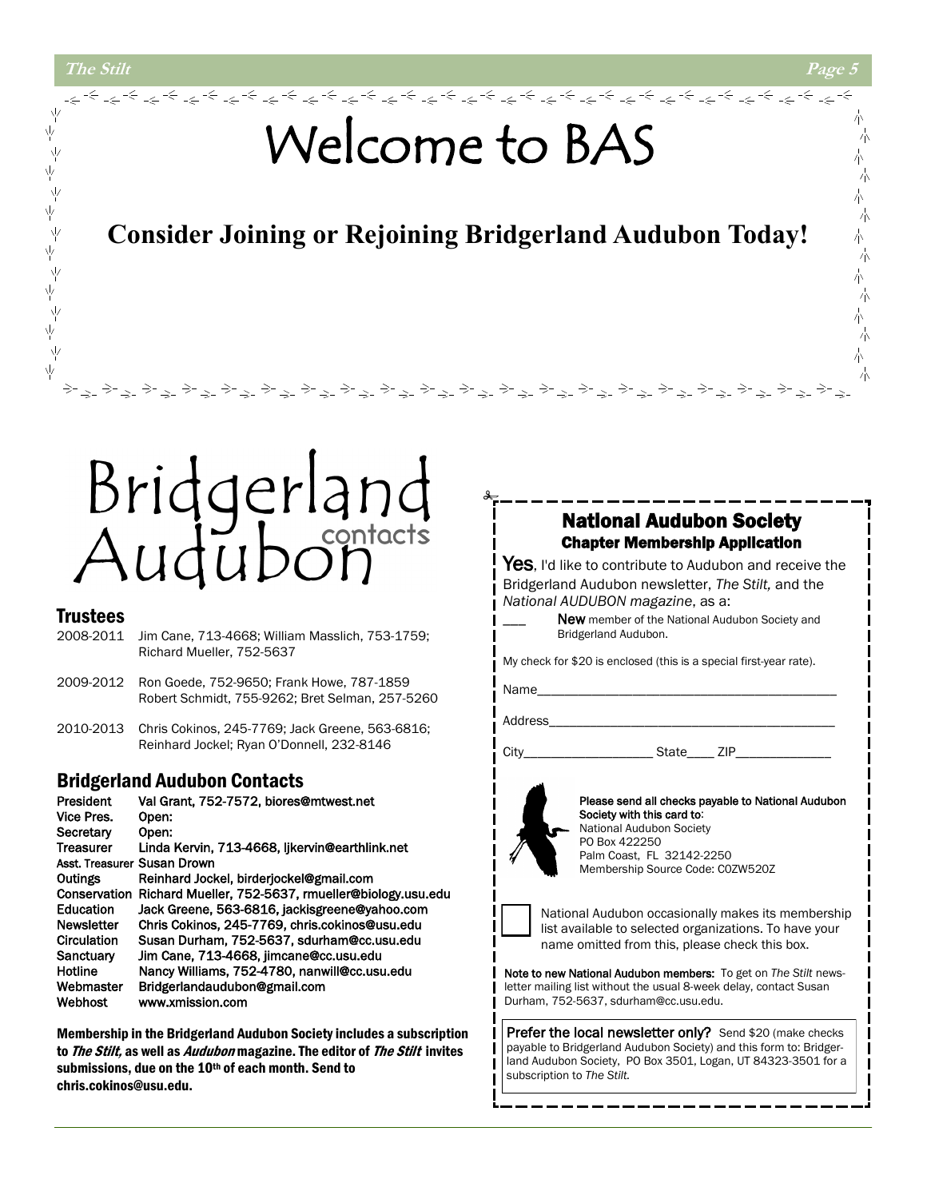# Welcome to BAS

## Consider Joining or Rejoining Bridgerland Audubon Today!

# Bridgerland Audubon contacts

### Trustees

| | |
|---|---|
| 2008-2011 | Jim Cane, 713-4668; William Masslich, 753-1759; Richard Mueller, 752-5637 |
| 2009-2012 | Ron Goede, 752-9650; Frank Howe, 787-1859 Robert Schmidt, 755-9262; Bret Selman, 257-5260 |
| 2010-2013 | Chris Cokinos, 245-7769; Jack Greene, 563-6816; Reinhard Jockel; Ryan O'Donnell, 232-8146 |

### Bridgerland Audubon Contacts

| | |
|---|---|
| President | Val Grant, 752-7572, biores@mtwest.net |
| Vice Pres. | Open: |
| Secretary | Open: |
| Treasurer | Linda Kervin, 713-4668, ljkervin@earthlink.net |
| Asst. Treasurer | Susan Drown |
| Outings | Reinhard Jockel, birderjockel@gmail.com |
| Conservation | Richard Mueller, 752-5637, rmueller@biology.usu.edu |
| Education | Jack Greene, 563-6816, jackisgreene@yahoo.com |
| Newsletter | Chris Cokinos, 245-7769, chris.cokinos@usu.edu |
| Circulation | Susan Durham, 752-5637, sdurham@cc.usu.edu |
| Sanctuary | Jim Cane, 713-4668, jimcane@cc.usu.edu |
| Hotline | Nancy Williams, 752-4780, nanwill@cc.usu.edu |
| Webmaster | Bridgerlandaudubon@gmail.com |
| Webhost | www.xmission.com |

**Membership in the Bridgerland Audubon Society includes a subscription to *The Stilt,* as well as *Audubon* magazine. The editor of *The Stilt* invites submissions, due on the 10th of each month. Send to chris.cokinos@usu.edu.**

## National Audubon Society
### Chapter Membership Application

**Yes**, I'd like to contribute to Audubon and receive the Bridgerland Audubon newsletter, *The Stilt,* and the *National AUDUBON magazine*, as a:

___ **New** member of the National Audubon Society and Bridgerland Audubon.

My check for $20 is enclosed (this is a special first-year rate).

Name____________________________________________

Address__________________________________________

City__________________ State____ ZIP_____________

**Please send all checks payable to National Audubon Society with this card to:**
National Audubon Society
PO Box 422250
Palm Coast, FL 32142-2250
Membership Source Code: C0ZW520Z

☐ National Audubon occasionally makes its membership list available to selected organizations. To have your name omitted from this, please check this box.

**Note to new National Audubon members:** To get on *The Stilt* newsletter mailing list without the usual 8-week delay, contact Susan Durham, 752-5637, sdurham@cc.usu.edu.

**Prefer the local newsletter only?** Send $20 (make checks payable to Bridgerland Audubon Society) and this form to: Bridgerland Audubon Society, PO Box 3501, Logan, UT 84323-3501 for a subscription to *The Stilt.*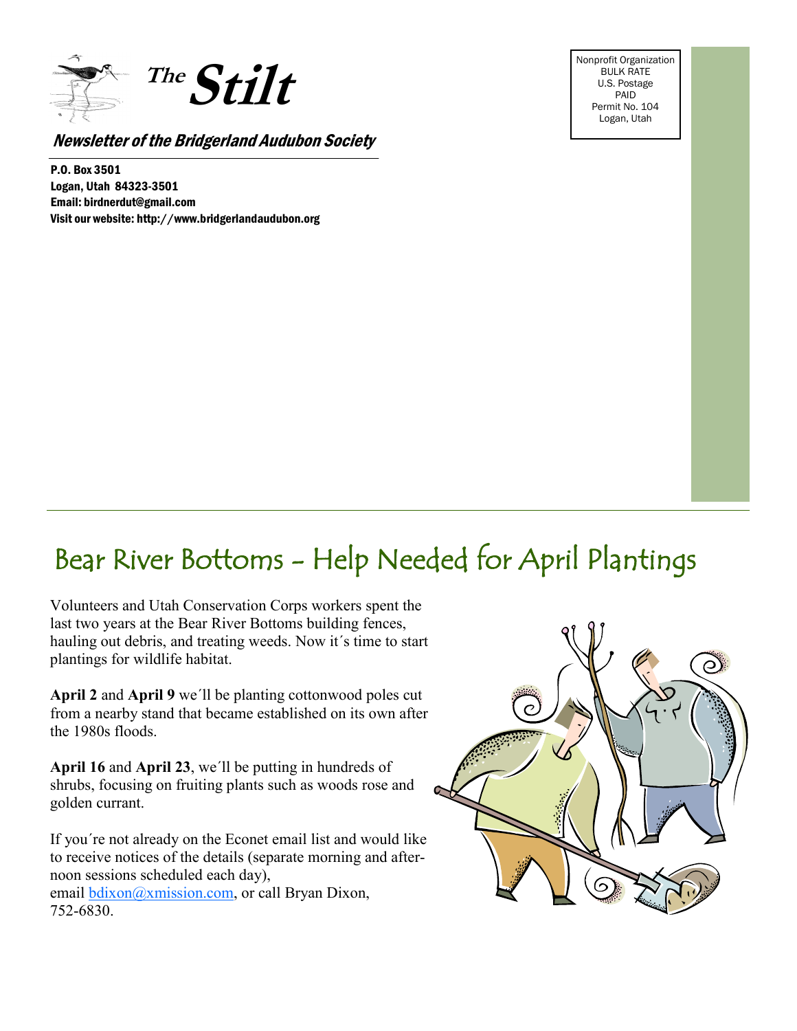# The Stilt

*Newsletter of the Bridgerland Audubon Society*

P.O. Box 3501
Logan, Utah 84323-3501
Email: birdnerdut@gmail.com
Visit our website: http://www.bridgerlandaudubon.org

Nonprofit Organization
BULK RATE
U.S. Postage
PAID
Permit No. 104
Logan, Utah

## Bear River Bottoms - Help Needed for April Plantings

Volunteers and Utah Conservation Corps workers spent the last two years at the Bear River Bottoms building fences, hauling out debris, and treating weeds. Now it´s time to start plantings for wildlife habitat.

**April 2** and **April 9** we´ll be planting cottonwood poles cut from a nearby stand that became established on its own after the 1980s floods.

**April 16** and **April 23**, we´ll be putting in hundreds of shrubs, focusing on fruiting plants such as woods rose and golden currant.

If you´re not already on the Econet email list and would like to receive notices of the details (separate morning and afternoon sessions scheduled each day), email bdixon@xmission.com, or call Bryan Dixon, 752-6830.